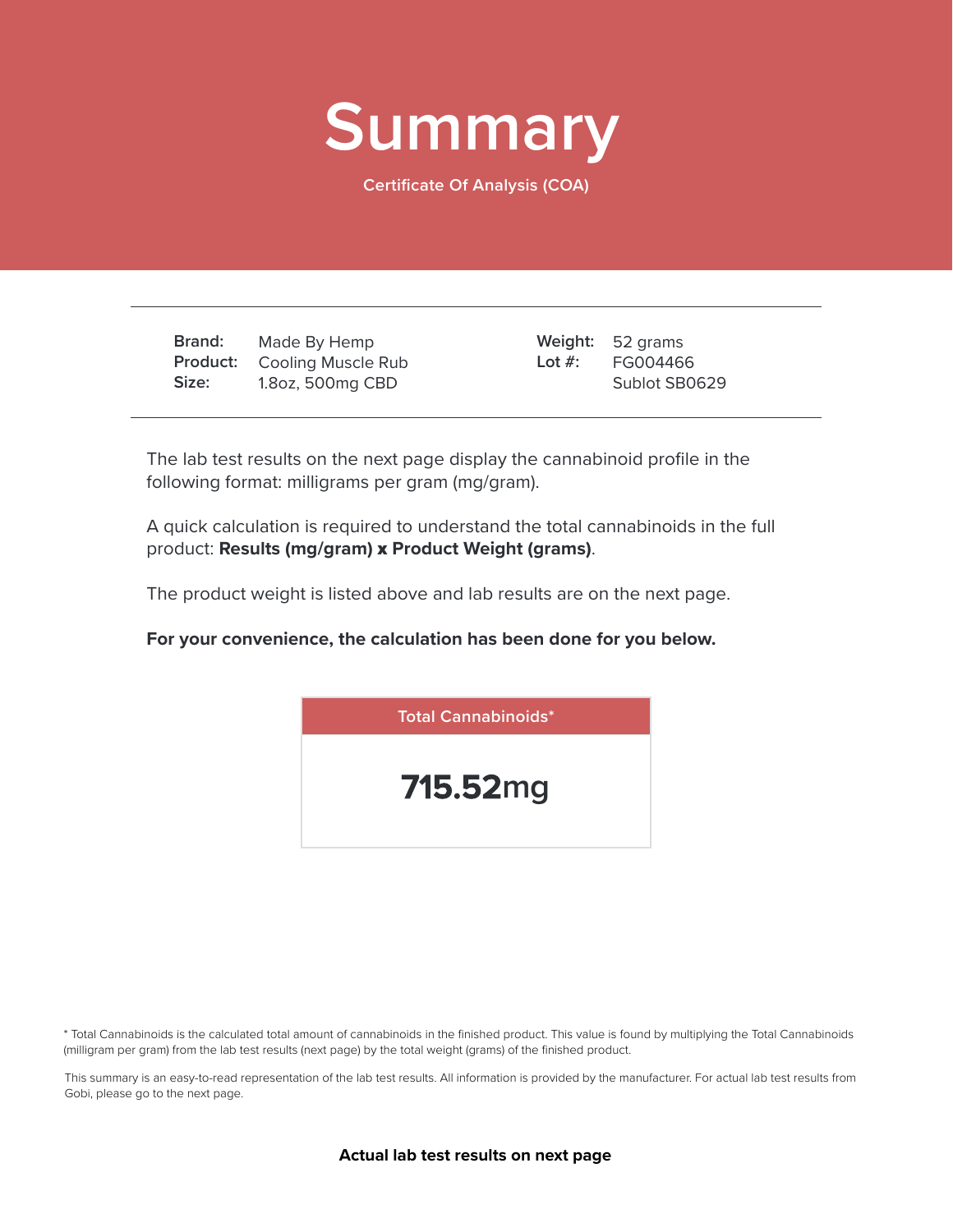# Summary

Certificate Of Analysis (COA)

| | | | |
|---|---|---|---|
| **Brand:** | Made By Hemp | **Weight:** | 52 grams |
| **Product:** | Cooling Muscle Rub | **Lot #:** | FG004466 |
| **Size:** | 1.8oz, 500mg CBD | | Sublot SB0629 |

The lab test results on the next page display the cannabinoid profile in the following format: milligrams per gram (mg/gram).

A quick calculation is required to understand the total cannabinoids in the full product: **Results (mg/gram) x Product Weight (grams)**.

The product weight is listed above and lab results are on the next page.

**For your convenience, the calculation has been done for you below.**

| Total Cannabinoids* |
|---|
| **715.52**mg |

* Total Cannabinoids is the calculated total amount of cannabinoids in the finished product. This value is found by multiplying the Total Cannabinoids (milligram per gram) from the lab test results (next page) by the total weight (grams) of the finished product.

This summary is an easy-to-read representation of the lab test results. All information is provided by the manufacturer. For actual lab test results from Gobi, please go to the next page.

**Actual lab test results on next page**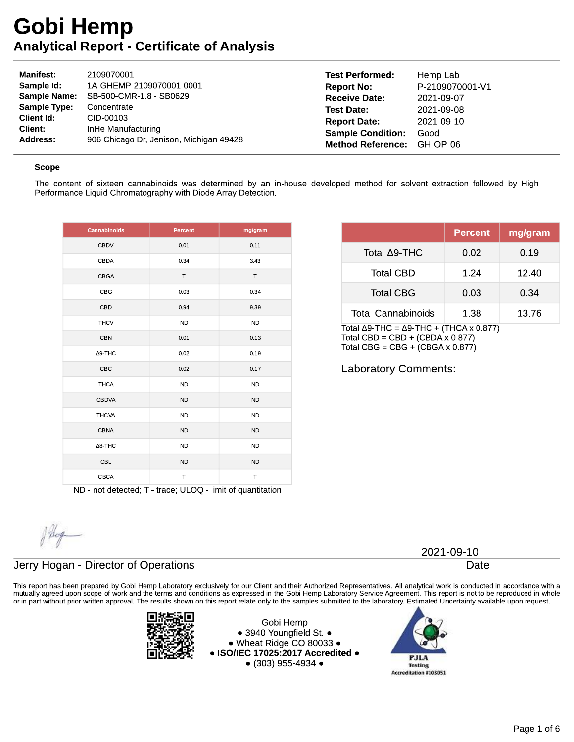# Gobi Hemp

## Analytical Report - Certificate of Analysis

| | | | |
|---|---|---|---|
| **Manifest:** | 2109070001 | **Test Performed:** | Hemp Lab |
| **Sample Id:** | 1A-GHEMP-2109070001-0001 | **Report No:** | P-2109070001-V1 |
| **Sample Name:** | SB-500-CMR-1.8 - SB0629 | **Receive Date:** | 2021-09-07 |
| **Sample Type:** | Concentrate | **Test Date:** | 2021-09-08 |
| **Client Id:** | CID-00103 | **Report Date:** | 2021-09-10 |
| **Client:** | InHe Manufacturing | **Sample Condition:** | Good |
| **Address:** | 906 Chicago Dr, Jenison, Michigan 49428 | **Method Reference:** | GH-OP-06 |

### Scope

The content of sixteen cannabinoids was determined by an in-house developed method for solvent extraction followed by High Performance Liquid Chromatography with Diode Array Detection.

| Cannabinoids | Percent | mg/gram |
|---|---|---|
| CBDV | 0.01 | 0.11 |
| CBDA | 0.34 | 3.43 |
| CBGA | T | T |
| CBG | 0.03 | 0.34 |
| CBD | 0.94 | 9.39 |
| THCV | ND | ND |
| CBN | 0.01 | 0.13 |
| Δ9-THC | 0.02 | 0.19 |
| CBC | 0.02 | 0.17 |
| THCA | ND | ND |
| CBDVA | ND | ND |
| THCVA | ND | ND |
| CBNA | ND | ND |
| Δ8-THC | ND | ND |
| CBL | ND | ND |
| CBCA | T | T |

ND - not detected; T - trace; ULOQ - limit of quantitation

| | Percent | mg/gram |
|---|---|---|
| Total Δ9-THC | 0.02 | 0.19 |
| Total CBD | 1.24 | 12.40 |
| Total CBG | 0.03 | 0.34 |
| Total Cannabinoids | 1.38 | 13.76 |

Total Δ9-THC = Δ9-THC + (THCA x 0.877)
Total CBD = CBD + (CBDA x 0.877)
Total CBG = CBG + (CBGA x 0.877)

Laboratory Comments:

Jerry Hogan - Director of Operations

2021-09-10
Date

This report has been prepared by Gobi Hemp Laboratory exclusively for our Client and their Authorized Representatives. All analytical work is conducted in accordance with a mutually agreed upon scope of work and the terms and conditions as expressed in the Gobi Hemp Laboratory Service Agreement. This report is not to be reproduced in whole or in part without prior written approval. The results shown on this report relate only to the samples submitted to the laboratory. Estimated Uncertainty available upon request.

Gobi Hemp
● 3940 Youngfield St. ●
● Wheat Ridge CO 80033 ●
● **ISO/IEC 17025:2017 Accredited** ●
● (303) 955-4934 ●

PJLA
Testing
Accreditation #103051